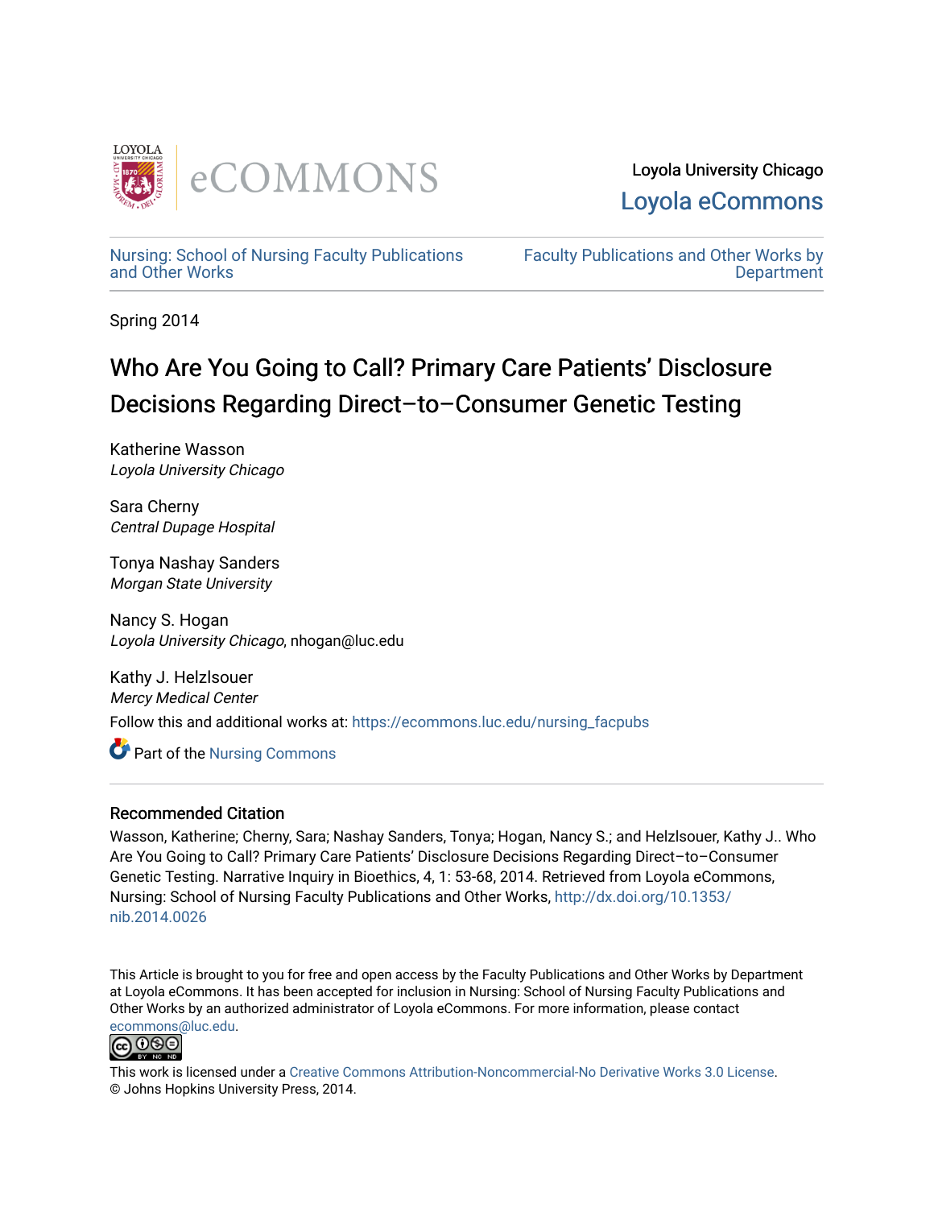Loyola University Chicago

Loyola eCommons

Nursing: School of Nursing Faculty Publications and Other Works

Faculty Publications and Other Works by Department

Spring 2014

# Who Are You Going to Call? Primary Care Patients' Disclosure Decisions Regarding Direct–to–Consumer Genetic Testing

Katherine Wasson
*Loyola University Chicago*

Sara Cherny
*Central Dupage Hospital*

Tonya Nashay Sanders
*Morgan State University*

Nancy S. Hogan
*Loyola University Chicago*, nhogan@luc.edu

Kathy J. Helzlsouer
*Mercy Medical Center*

Follow this and additional works at: https://ecommons.luc.edu/nursing_facpubs

Part of the Nursing Commons

## Recommended Citation

Wasson, Katherine; Cherny, Sara; Nashay Sanders, Tonya; Hogan, Nancy S.; and Helzlsouer, Kathy J.. Who Are You Going to Call? Primary Care Patients' Disclosure Decisions Regarding Direct–to–Consumer Genetic Testing. Narrative Inquiry in Bioethics, 4, 1: 53-68, 2014. Retrieved from Loyola eCommons, Nursing: School of Nursing Faculty Publications and Other Works, http://dx.doi.org/10.1353/nib.2014.0026

This Article is brought to you for free and open access by the Faculty Publications and Other Works by Department at Loyola eCommons. It has been accepted for inclusion in Nursing: School of Nursing Faculty Publications and Other Works by an authorized administrator of Loyola eCommons. For more information, please contact ecommons@luc.edu.

This work is licensed under a Creative Commons Attribution-Noncommercial-No Derivative Works 3.0 License.
© Johns Hopkins University Press, 2014.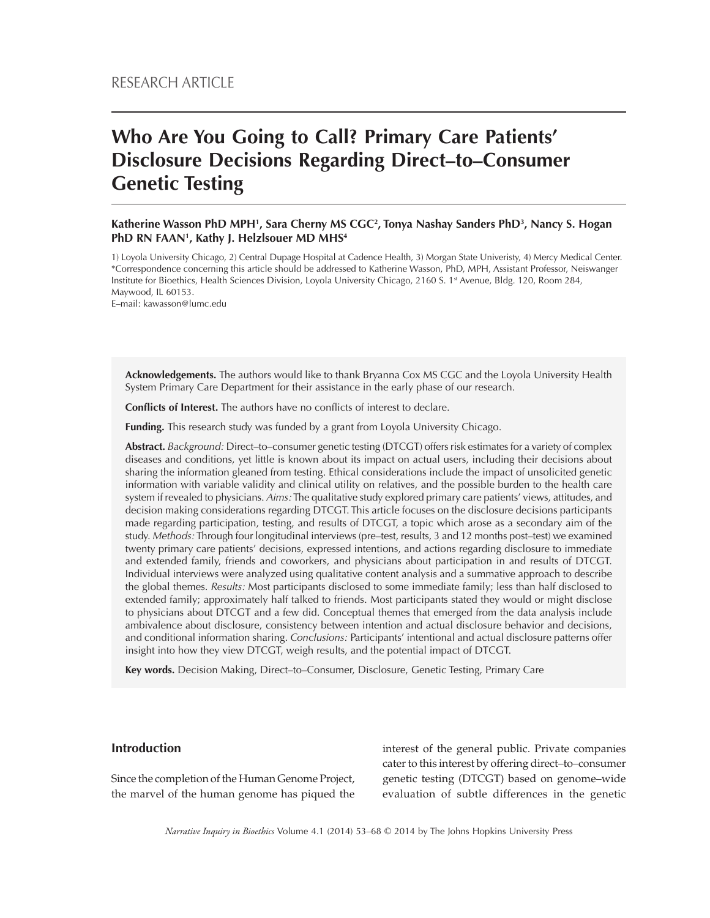RESEARCH ARTICLE

# Who Are You Going to Call? Primary Care Patients' Disclosure Decisions Regarding Direct–to–Consumer Genetic Testing

**Katherine Wasson PhD MPH[1], Sara Cherny MS CGC[2], Tonya Nashay Sanders PhD[3], Nancy S. Hogan PhD RN FAAN[1], Kathy J. Helzlsouer MD MHS[4]**

1) Loyola University Chicago, 2) Central Dupage Hospital at Cadence Health, 3) Morgan State Univeristy, 4) Mercy Medical Center.
*Correspondence concerning this article should be addressed to Katherine Wasson, PhD, MPH, Assistant Professor, Neiswanger Institute for Bioethics, Health Sciences Division, Loyola University Chicago, 2160 S. 1st Avenue, Bldg. 120, Room 284, Maywood, IL 60153.
E–mail: kawasson@lumc.edu

**Acknowledgements.** The authors would like to thank Bryanna Cox MS CGC and the Loyola University Health System Primary Care Department for their assistance in the early phase of our research.

**Conflicts of Interest.** The authors have no conflicts of interest to declare.

**Funding.** This research study was funded by a grant from Loyola University Chicago.

**Abstract.** *Background:* Direct–to–consumer genetic testing (DTCGT) offers risk estimates for a variety of complex diseases and conditions, yet little is known about its impact on actual users, including their decisions about sharing the information gleaned from testing. Ethical considerations include the impact of unsolicited genetic information with variable validity and clinical utility on relatives, and the possible burden to the health care system if revealed to physicians. *Aims:* The qualitative study explored primary care patients' views, attitudes, and decision making considerations regarding DTCGT. This article focuses on the disclosure decisions participants made regarding participation, testing, and results of DTCGT, a topic which arose as a secondary aim of the study. *Methods:* Through four longitudinal interviews (pre–test, results, 3 and 12 months post–test) we examined twenty primary care patients' decisions, expressed intentions, and actions regarding disclosure to immediate and extended family, friends and coworkers, and physicians about participation in and results of DTCGT. Individual interviews were analyzed using qualitative content analysis and a summative approach to describe the global themes. *Results:* Most participants disclosed to some immediate family; less than half disclosed to extended family; approximately half talked to friends. Most participants stated they would or might disclose to physicians about DTCGT and a few did. Conceptual themes that emerged from the data analysis include ambivalence about disclosure, consistency between intention and actual disclosure behavior and decisions, and conditional information sharing. *Conclusions:* Participants' intentional and actual disclosure patterns offer insight into how they view DTCGT, weigh results, and the potential impact of DTCGT.

**Key words.** Decision Making, Direct–to–Consumer, Disclosure, Genetic Testing, Primary Care

## Introduction

Since the completion of the Human Genome Project, the marvel of the human genome has piqued the interest of the general public. Private companies cater to this interest by offering direct–to–consumer genetic testing (DTCGT) based on genome–wide evaluation of subtle differences in the genetic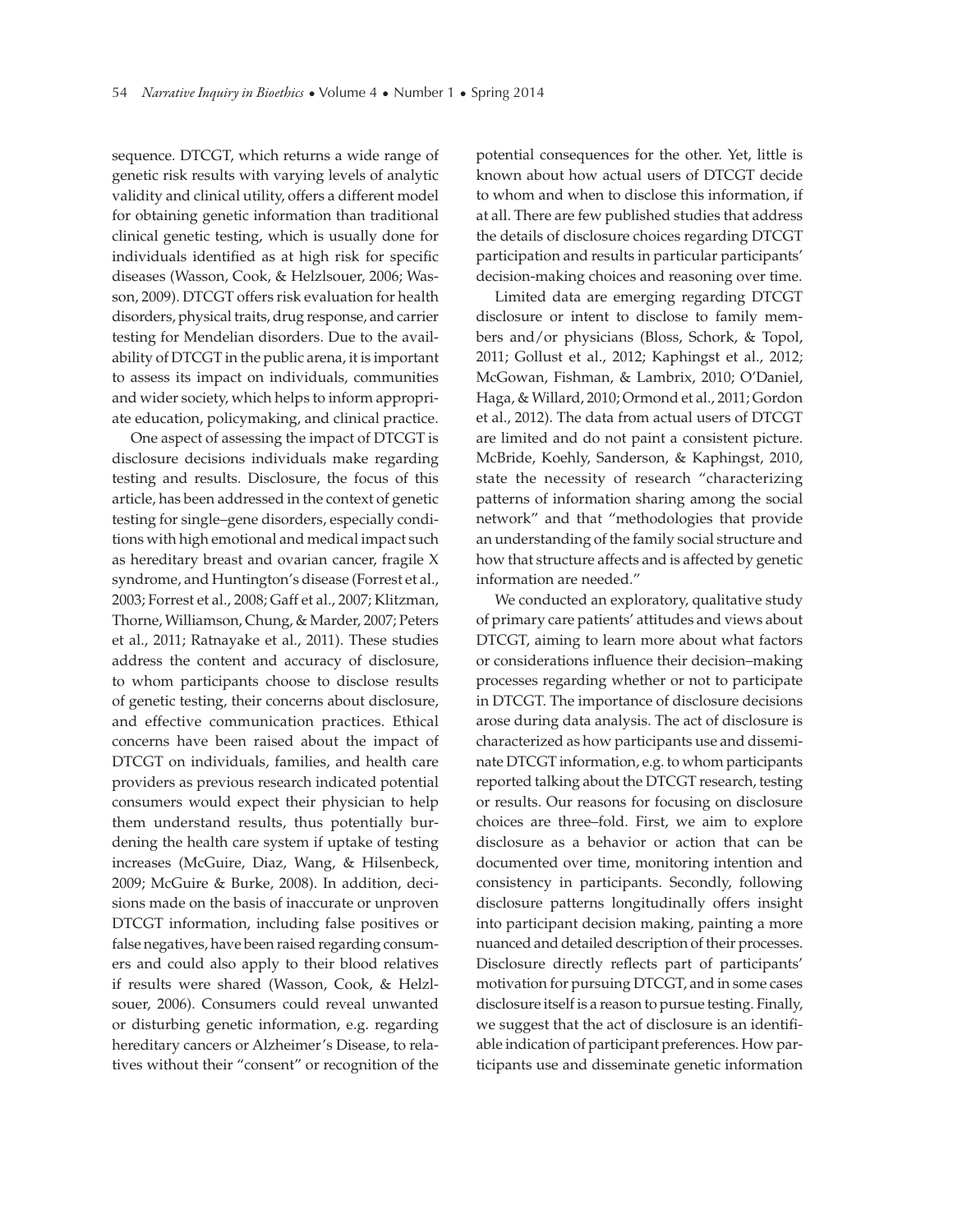sequence. DTCGT, which returns a wide range of genetic risk results with varying levels of analytic validity and clinical utility, offers a different model for obtaining genetic information than traditional clinical genetic testing, which is usually done for individuals identified as at high risk for specific diseases (Wasson, Cook, & Helzlsouer, 2006; Wasson, 2009). DTCGT offers risk evaluation for health disorders, physical traits, drug response, and carrier testing for Mendelian disorders. Due to the availability of DTCGT in the public arena, it is important to assess its impact on individuals, communities and wider society, which helps to inform appropriate education, policymaking, and clinical practice.

One aspect of assessing the impact of DTCGT is disclosure decisions individuals make regarding testing and results. Disclosure, the focus of this article, has been addressed in the context of genetic testing for single–gene disorders, especially conditions with high emotional and medical impact such as hereditary breast and ovarian cancer, fragile X syndrome, and Huntington's disease (Forrest et al., 2003; Forrest et al., 2008; Gaff et al., 2007; Klitzman, Thorne, Williamson, Chung, & Marder, 2007; Peters et al., 2011; Ratnayake et al., 2011). These studies address the content and accuracy of disclosure, to whom participants choose to disclose results of genetic testing, their concerns about disclosure, and effective communication practices. Ethical concerns have been raised about the impact of DTCGT on individuals, families, and health care providers as previous research indicated potential consumers would expect their physician to help them understand results, thus potentially burdening the health care system if uptake of testing increases (McGuire, Diaz, Wang, & Hilsenbeck, 2009; McGuire & Burke, 2008). In addition, decisions made on the basis of inaccurate or unproven DTCGT information, including false positives or false negatives, have been raised regarding consumers and could also apply to their blood relatives if results were shared (Wasson, Cook, & Helzlsouer, 2006). Consumers could reveal unwanted or disturbing genetic information, e.g. regarding hereditary cancers or Alzheimer's Disease, to relatives without their "consent" or recognition of the potential consequences for the other. Yet, little is known about how actual users of DTCGT decide to whom and when to disclose this information, if at all. There are few published studies that address the details of disclosure choices regarding DTCGT participation and results in particular participants' decision-making choices and reasoning over time.

Limited data are emerging regarding DTCGT disclosure or intent to disclose to family members and/or physicians (Bloss, Schork, & Topol, 2011; Gollust et al., 2012; Kaphingst et al., 2012; McGowan, Fishman, & Lambrix, 2010; O'Daniel, Haga, & Willard, 2010; Ormond et al., 2011; Gordon et al., 2012). The data from actual users of DTCGT are limited and do not paint a consistent picture. McBride, Koehly, Sanderson, & Kaphingst, 2010, state the necessity of research "characterizing patterns of information sharing among the social network" and that "methodologies that provide an understanding of the family social structure and how that structure affects and is affected by genetic information are needed."

We conducted an exploratory, qualitative study of primary care patients' attitudes and views about DTCGT, aiming to learn more about what factors or considerations influence their decision–making processes regarding whether or not to participate in DTCGT. The importance of disclosure decisions arose during data analysis. The act of disclosure is characterized as how participants use and disseminate DTCGT information, e.g. to whom participants reported talking about the DTCGT research, testing or results. Our reasons for focusing on disclosure choices are three–fold. First, we aim to explore disclosure as a behavior or action that can be documented over time, monitoring intention and consistency in participants. Secondly, following disclosure patterns longitudinally offers insight into participant decision making, painting a more nuanced and detailed description of their processes. Disclosure directly reflects part of participants' motivation for pursuing DTCGT, and in some cases disclosure itself is a reason to pursue testing. Finally, we suggest that the act of disclosure is an identifiable indication of participant preferences. How participants use and disseminate genetic information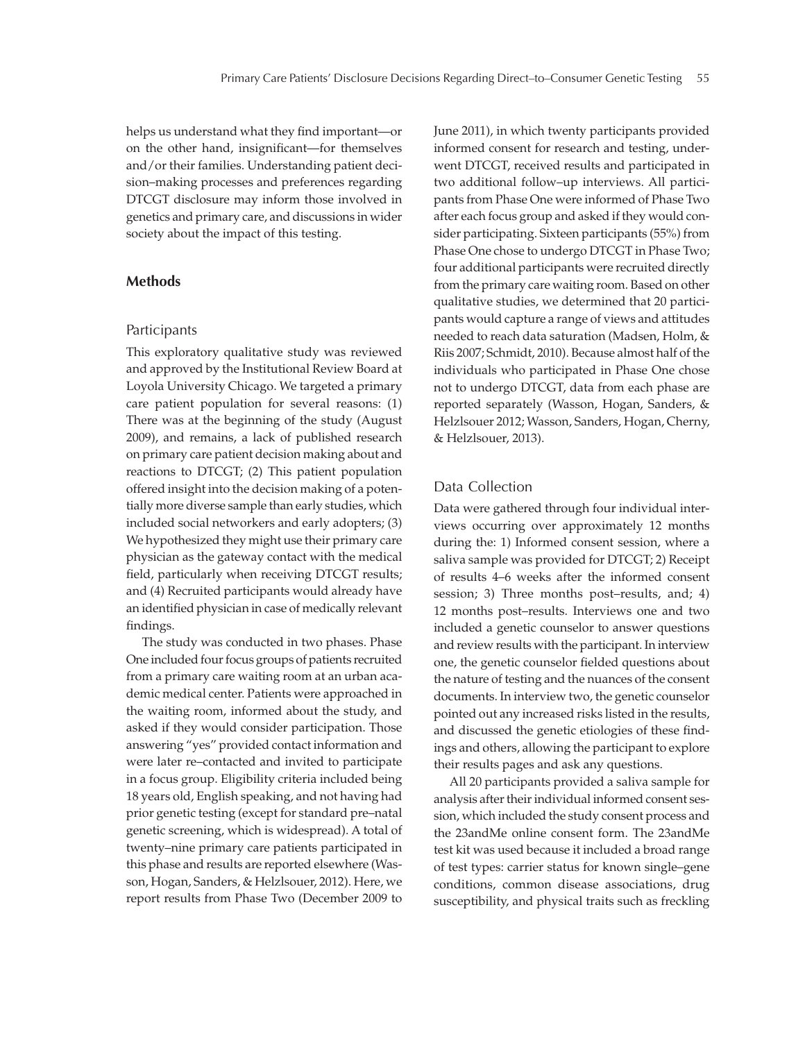helps us understand what they find important—or on the other hand, insignificant—for themselves and/or their families. Understanding patient decision–making processes and preferences regarding DTCGT disclosure may inform those involved in genetics and primary care, and discussions in wider society about the impact of this testing.

## Methods

### Participants

This exploratory qualitative study was reviewed and approved by the Institutional Review Board at Loyola University Chicago. We targeted a primary care patient population for several reasons: (1) There was at the beginning of the study (August 2009), and remains, a lack of published research on primary care patient decision making about and reactions to DTCGT; (2) This patient population offered insight into the decision making of a potentially more diverse sample than early studies, which included social networkers and early adopters; (3) We hypothesized they might use their primary care physician as the gateway contact with the medical field, particularly when receiving DTCGT results; and (4) Recruited participants would already have an identified physician in case of medically relevant findings.

The study was conducted in two phases. Phase One included four focus groups of patients recruited from a primary care waiting room at an urban academic medical center. Patients were approached in the waiting room, informed about the study, and asked if they would consider participation. Those answering "yes" provided contact information and were later re–contacted and invited to participate in a focus group. Eligibility criteria included being 18 years old, English speaking, and not having had prior genetic testing (except for standard pre–natal genetic screening, which is widespread). A total of twenty–nine primary care patients participated in this phase and results are reported elsewhere (Wasson, Hogan, Sanders, & Helzlsouer, 2012). Here, we report results from Phase Two (December 2009 to June 2011), in which twenty participants provided informed consent for research and testing, underwent DTCGT, received results and participated in two additional follow–up interviews. All participants from Phase One were informed of Phase Two after each focus group and asked if they would consider participating. Sixteen participants (55%) from Phase One chose to undergo DTCGT in Phase Two; four additional participants were recruited directly from the primary care waiting room. Based on other qualitative studies, we determined that 20 participants would capture a range of views and attitudes needed to reach data saturation (Madsen, Holm, & Riis 2007; Schmidt, 2010). Because almost half of the individuals who participated in Phase One chose not to undergo DTCGT, data from each phase are reported separately (Wasson, Hogan, Sanders, & Helzlsouer 2012; Wasson, Sanders, Hogan, Cherny, & Helzlsouer, 2013).

### Data Collection

Data were gathered through four individual interviews occurring over approximately 12 months during the: 1) Informed consent session, where a saliva sample was provided for DTCGT; 2) Receipt of results 4–6 weeks after the informed consent session; 3) Three months post–results, and; 4) 12 months post–results. Interviews one and two included a genetic counselor to answer questions and review results with the participant. In interview one, the genetic counselor fielded questions about the nature of testing and the nuances of the consent documents. In interview two, the genetic counselor pointed out any increased risks listed in the results, and discussed the genetic etiologies of these findings and others, allowing the participant to explore their results pages and ask any questions.

All 20 participants provided a saliva sample for analysis after their individual informed consent session, which included the study consent process and the 23andMe online consent form. The 23andMe test kit was used because it included a broad range of test types: carrier status for known single–gene conditions, common disease associations, drug susceptibility, and physical traits such as freckling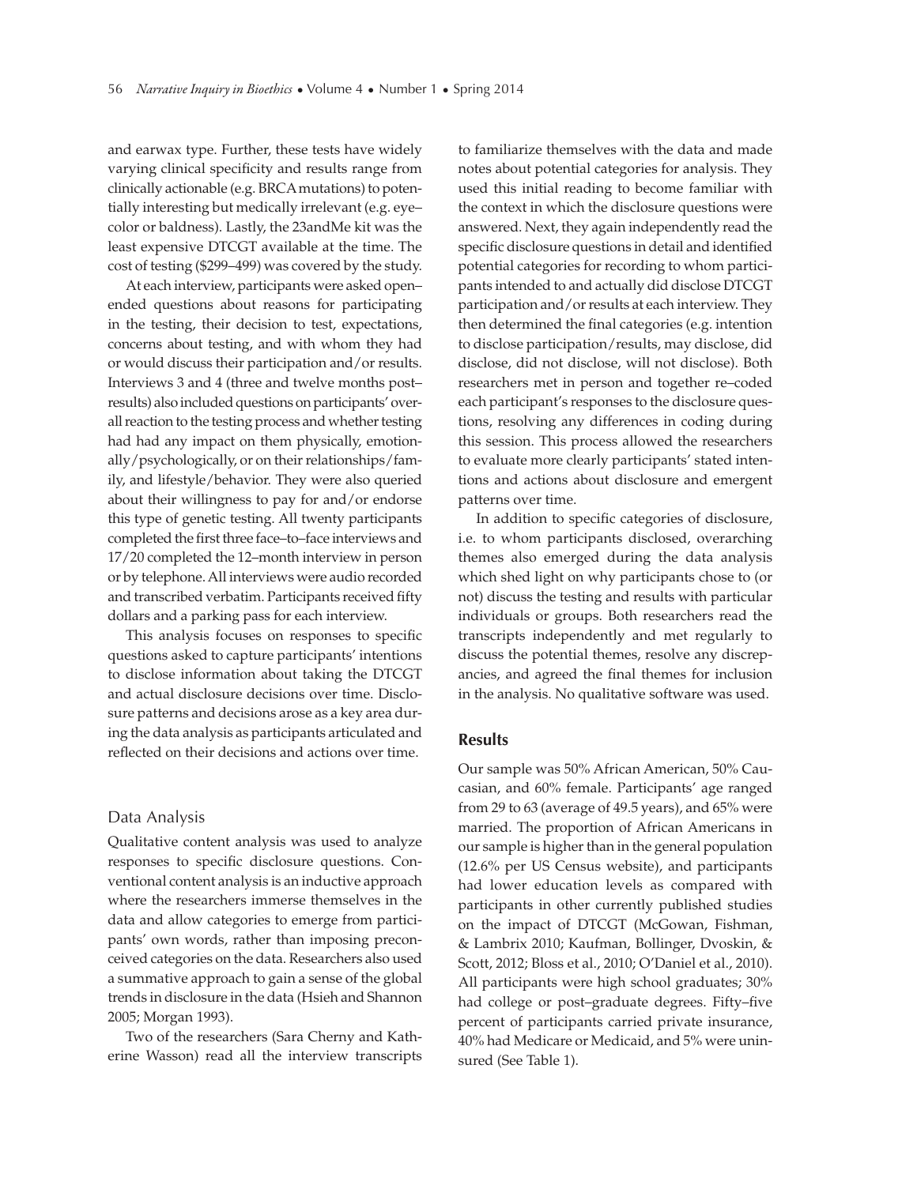and earwax type. Further, these tests have widely varying clinical specificity and results range from clinically actionable (e.g. BRCA mutations) to potentially interesting but medically irrelevant (e.g. eye–color or baldness). Lastly, the 23andMe kit was the least expensive DTCGT available at the time. The cost of testing ($299–499) was covered by the study.

At each interview, participants were asked open–ended questions about reasons for participating in the testing, their decision to test, expectations, concerns about testing, and with whom they had or would discuss their participation and/or results. Interviews 3 and 4 (three and twelve months post–results) also included questions on participants' overall reaction to the testing process and whether testing had had any impact on them physically, emotionally/psychologically, or on their relationships/family, and lifestyle/behavior. They were also queried about their willingness to pay for and/or endorse this type of genetic testing. All twenty participants completed the first three face–to–face interviews and 17/20 completed the 12–month interview in person or by telephone. All interviews were audio recorded and transcribed verbatim. Participants received fifty dollars and a parking pass for each interview.

This analysis focuses on responses to specific questions asked to capture participants' intentions to disclose information about taking the DTCGT and actual disclosure decisions over time. Disclosure patterns and decisions arose as a key area during the data analysis as participants articulated and reflected on their decisions and actions over time.

## Data Analysis

Qualitative content analysis was used to analyze responses to specific disclosure questions. Conventional content analysis is an inductive approach where the researchers immerse themselves in the data and allow categories to emerge from participants' own words, rather than imposing preconceived categories on the data. Researchers also used a summative approach to gain a sense of the global trends in disclosure in the data (Hsieh and Shannon 2005; Morgan 1993).

Two of the researchers (Sara Cherny and Katherine Wasson) read all the interview transcripts to familiarize themselves with the data and made notes about potential categories for analysis. They used this initial reading to become familiar with the context in which the disclosure questions were answered. Next, they again independently read the specific disclosure questions in detail and identified potential categories for recording to whom participants intended to and actually did disclose DTCGT participation and/or results at each interview. They then determined the final categories (e.g. intention to disclose participation/results, may disclose, did disclose, did not disclose, will not disclose). Both researchers met in person and together re–coded each participant's responses to the disclosure questions, resolving any differences in coding during this session. This process allowed the researchers to evaluate more clearly participants' stated intentions and actions about disclosure and emergent patterns over time.

In addition to specific categories of disclosure, i.e. to whom participants disclosed, overarching themes also emerged during the data analysis which shed light on why participants chose to (or not) discuss the testing and results with particular individuals or groups. Both researchers read the transcripts independently and met regularly to discuss the potential themes, resolve any discrepancies, and agreed the final themes for inclusion in the analysis. No qualitative software was used.

## Results

Our sample was 50% African American, 50% Caucasian, and 60% female. Participants' age ranged from 29 to 63 (average of 49.5 years), and 65% were married. The proportion of African Americans in our sample is higher than in the general population (12.6% per US Census website), and participants had lower education levels as compared with participants in other currently published studies on the impact of DTCGT (McGowan, Fishman, & Lambrix 2010; Kaufman, Bollinger, Dvoskin, & Scott, 2012; Bloss et al., 2010; O'Daniel et al., 2010). All participants were high school graduates; 30% had college or post–graduate degrees. Fifty–five percent of participants carried private insurance, 40% had Medicare or Medicaid, and 5% were uninsured (See Table 1).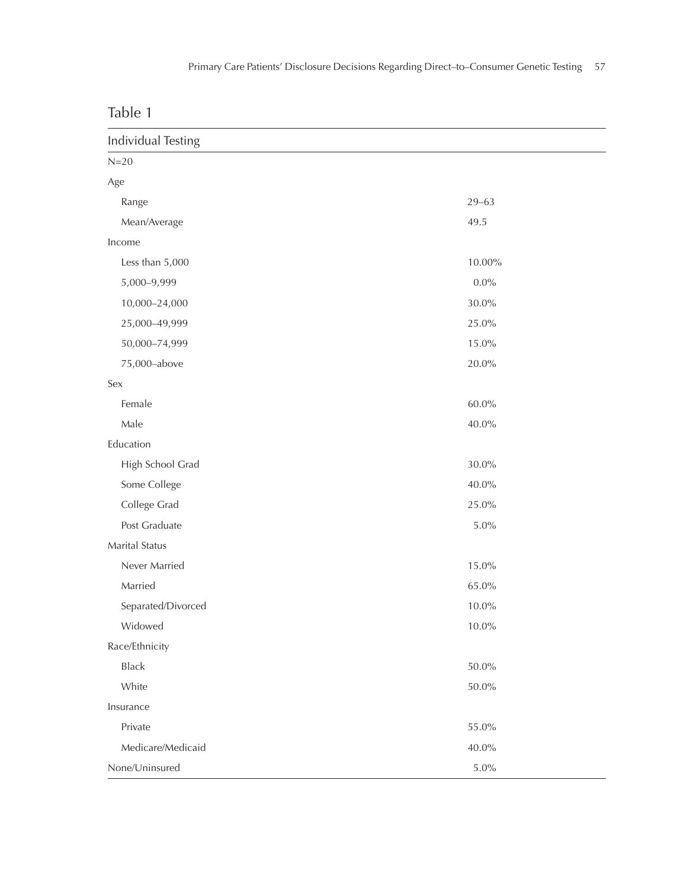Table 1

| Individual Testing | |
|---|---|
| N=20 | |
| Age | |
| Range | 29–63 |
| Mean/Average | 49.5 |
| Income | |
| Less than 5,000 | 10.00% |
| 5,000–9,999 | 0.0% |
| 10,000–24,000 | 30.0% |
| 25,000–49,999 | 25.0% |
| 50,000–74,999 | 15.0% |
| 75,000–above | 20.0% |
| Sex | |
| Female | 60.0% |
| Male | 40.0% |
| Education | |
| High School Grad | 30.0% |
| Some College | 40.0% |
| College Grad | 25.0% |
| Post Graduate | 5.0% |
| Marital Status | |
| Never Married | 15.0% |
| Married | 65.0% |
| Separated/Divorced | 10.0% |
| Widowed | 10.0% |
| Race/Ethnicity | |
| Black | 50.0% |
| White | 50.0% |
| Insurance | |
| Private | 55.0% |
| Medicare/Medicaid | 40.0% |
| None/Uninsured | 5.0% |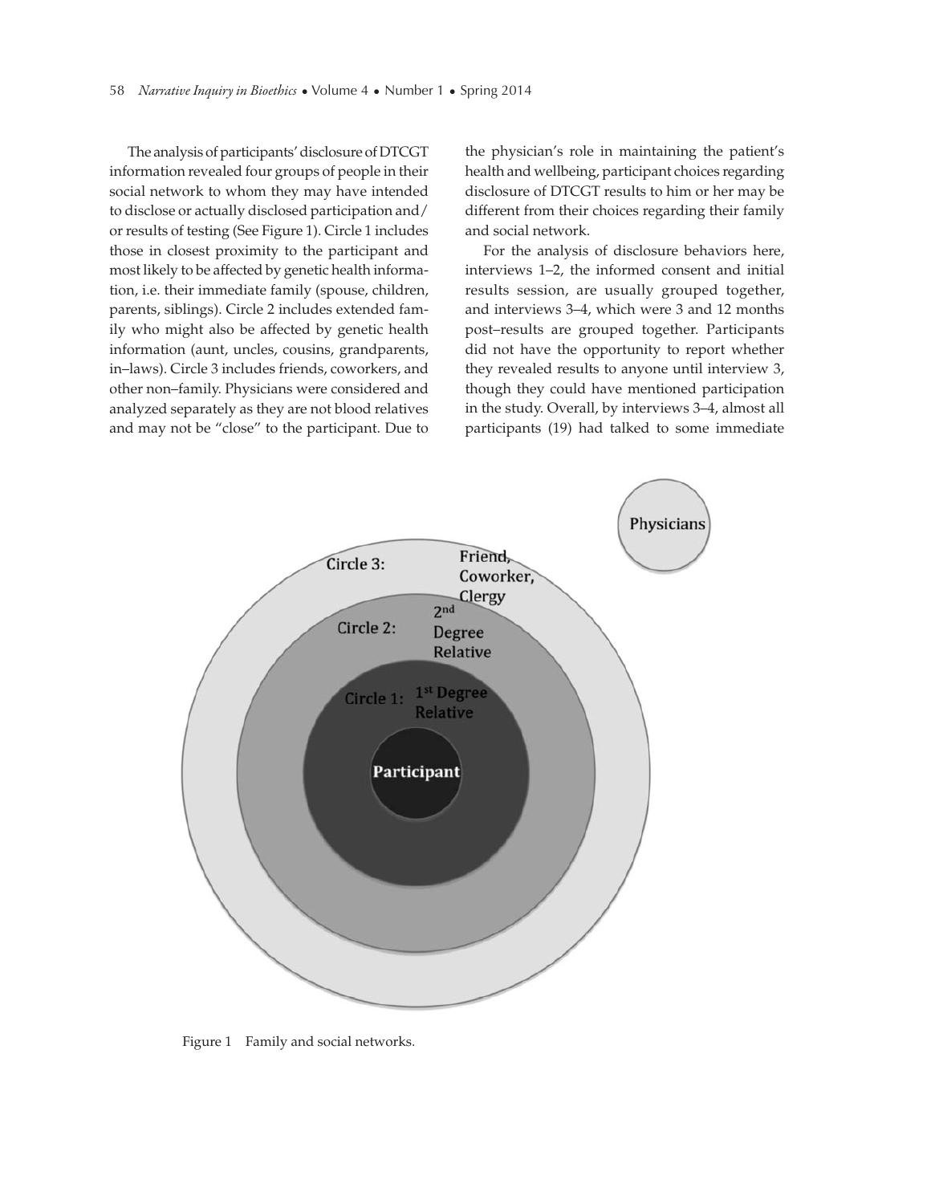The analysis of participants' disclosure of DTCGT information revealed four groups of people in their social network to whom they may have intended to disclose or actually disclosed participation and/or results of testing (See Figure 1). Circle 1 includes those in closest proximity to the participant and most likely to be affected by genetic health information, i.e. their immediate family (spouse, children, parents, siblings). Circle 2 includes extended family who might also be affected by genetic health information (aunt, uncles, cousins, grandparents, in–laws). Circle 3 includes friends, coworkers, and other non–family. Physicians were considered and analyzed separately as they are not blood relatives and may not be "close" to the participant. Due to the physician's role in maintaining the patient's health and wellbeing, participant choices regarding disclosure of DTCGT results to him or her may be different from their choices regarding their family and social network.

For the analysis of disclosure behaviors here, interviews 1–2, the informed consent and initial results session, are usually grouped together, and interviews 3–4, which were 3 and 12 months post–results are grouped together. Participants did not have the opportunity to report whether they revealed results to anyone until interview 3, though they could have mentioned participation in the study. Overall, by interviews 3–4, almost all participants (19) had talked to some immediate

Figure 1 Family and social networks.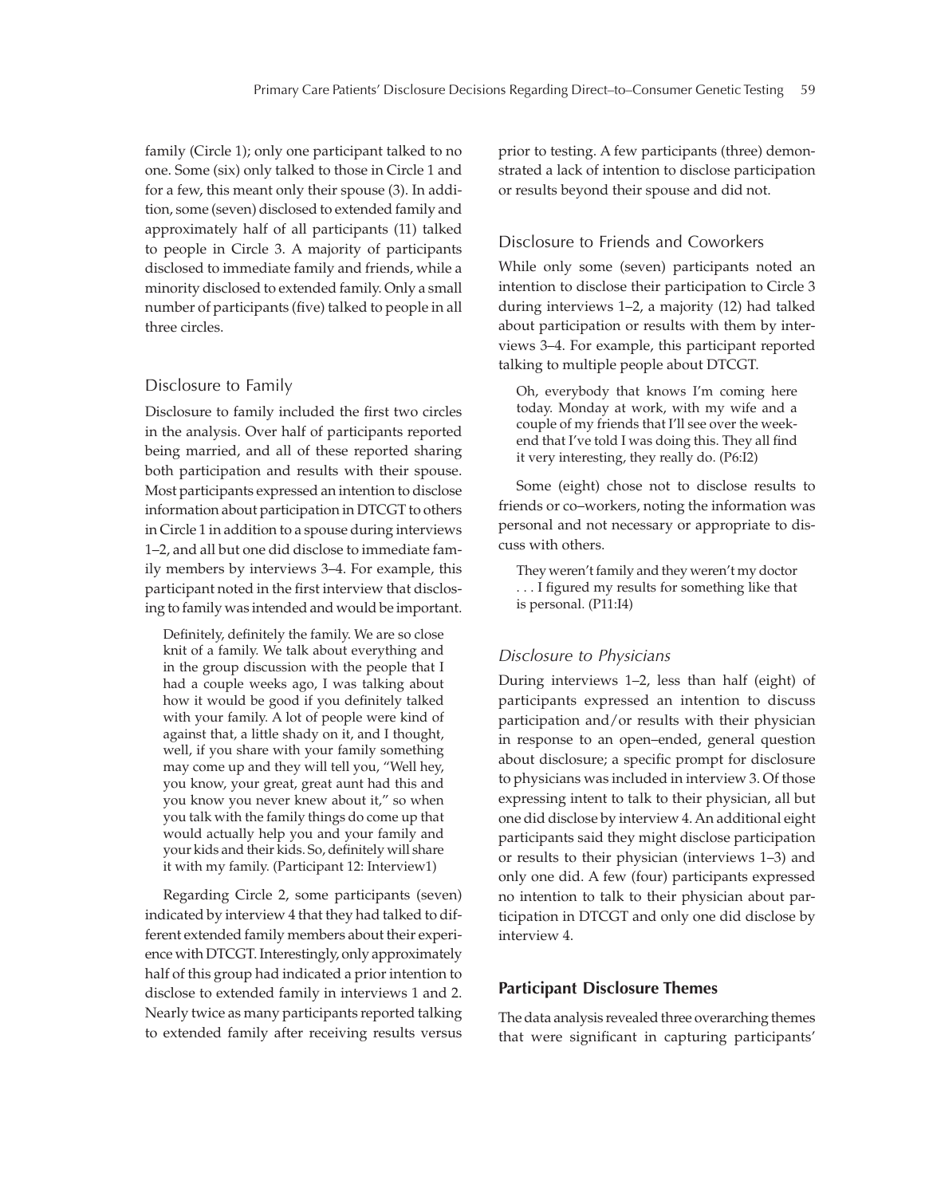family (Circle 1); only one participant talked to no one. Some (six) only talked to those in Circle 1 and for a few, this meant only their spouse (3). In addition, some (seven) disclosed to extended family and approximately half of all participants (11) talked to people in Circle 3. A majority of participants disclosed to immediate family and friends, while a minority disclosed to extended family. Only a small number of participants (five) talked to people in all three circles.

## Disclosure to Family

Disclosure to family included the first two circles in the analysis. Over half of participants reported being married, and all of these reported sharing both participation and results with their spouse. Most participants expressed an intention to disclose information about participation in DTCGT to others in Circle 1 in addition to a spouse during interviews 1–2, and all but one did disclose to immediate family members by interviews 3–4. For example, this participant noted in the first interview that disclosing to family was intended and would be important.

> Definitely, definitely the family. We are so close knit of a family. We talk about everything and in the group discussion with the people that I had a couple weeks ago, I was talking about how it would be good if you definitely talked with your family. A lot of people were kind of against that, a little shady on it, and I thought, well, if you share with your family something may come up and they will tell you, "Well hey, you know, your great, great aunt had this and you know you never knew about it," so when you talk with the family things do come up that would actually help you and your family and your kids and their kids. So, definitely will share it with my family. (Participant 12: Interview1)

Regarding Circle 2, some participants (seven) indicated by interview 4 that they had talked to different extended family members about their experience with DTCGT. Interestingly, only approximately half of this group had indicated a prior intention to disclose to extended family in interviews 1 and 2. Nearly twice as many participants reported talking to extended family after receiving results versus prior to testing. A few participants (three) demonstrated a lack of intention to disclose participation or results beyond their spouse and did not.

## Disclosure to Friends and Coworkers

While only some (seven) participants noted an intention to disclose their participation to Circle 3 during interviews 1–2, a majority (12) had talked about participation or results with them by interviews 3–4. For example, this participant reported talking to multiple people about DTCGT.

> Oh, everybody that knows I'm coming here today. Monday at work, with my wife and a couple of my friends that I'll see over the weekend that I've told I was doing this. They all find it very interesting, they really do. (P6:I2)

Some (eight) chose not to disclose results to friends or co–workers, noting the information was personal and not necessary or appropriate to discuss with others.

> They weren't family and they weren't my doctor . . . I figured my results for something like that is personal. (P11:I4)

### *Disclosure to Physicians*

During interviews 1–2, less than half (eight) of participants expressed an intention to discuss participation and/or results with their physician in response to an open–ended, general question about disclosure; a specific prompt for disclosure to physicians was included in interview 3. Of those expressing intent to talk to their physician, all but one did disclose by interview 4. An additional eight participants said they might disclose participation or results to their physician (interviews 1–3) and only one did. A few (four) participants expressed no intention to talk to their physician about participation in DTCGT and only one did disclose by interview 4.

### **Participant Disclosure Themes**

The data analysis revealed three overarching themes that were significant in capturing participants'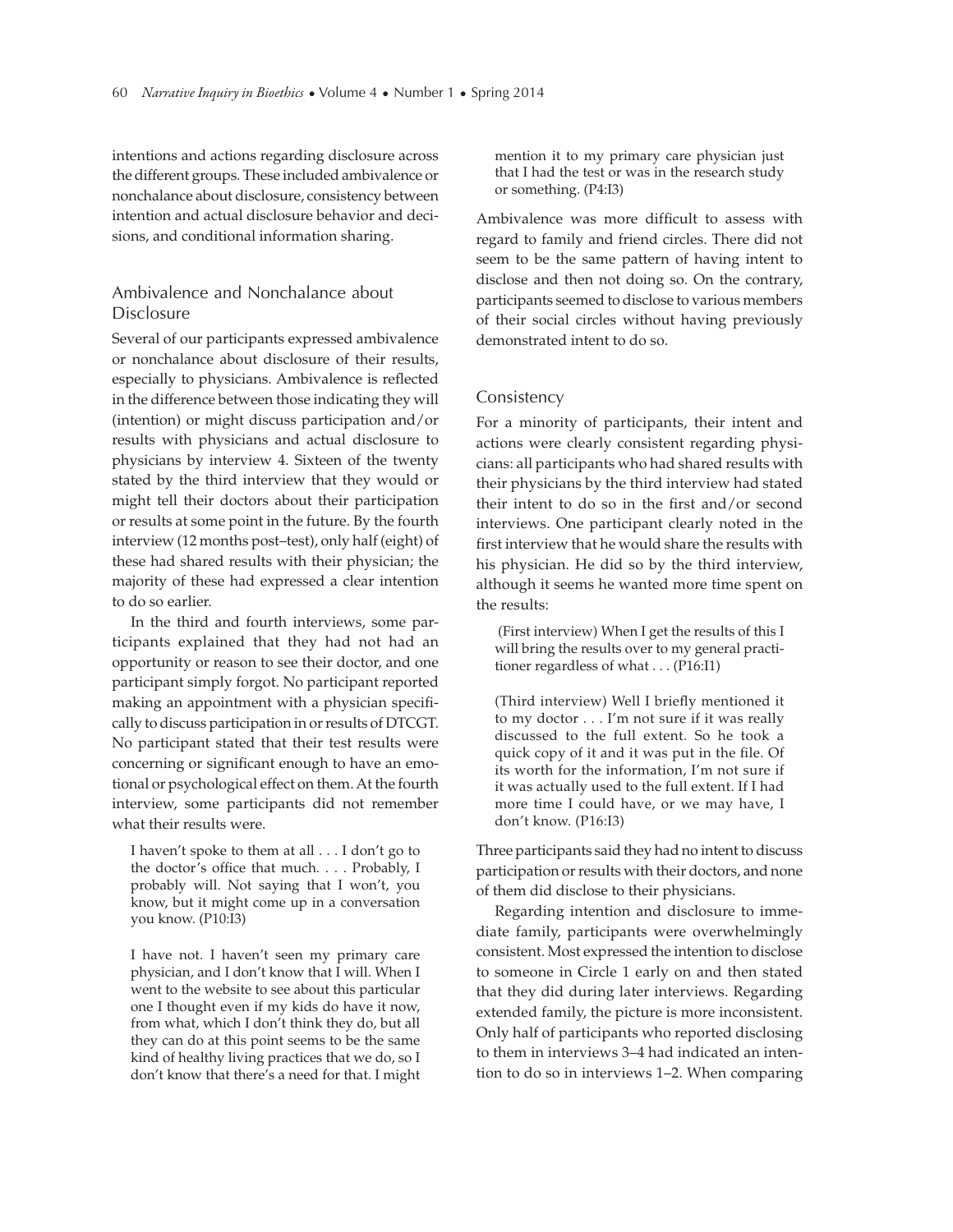intentions and actions regarding disclosure across the different groups. These included ambivalence or nonchalance about disclosure, consistency between intention and actual disclosure behavior and decisions, and conditional information sharing.

## Ambivalence and Nonchalance about Disclosure

Several of our participants expressed ambivalence or nonchalance about disclosure of their results, especially to physicians. Ambivalence is reflected in the difference between those indicating they will (intention) or might discuss participation and/or results with physicians and actual disclosure to physicians by interview 4. Sixteen of the twenty stated by the third interview that they would or might tell their doctors about their participation or results at some point in the future. By the fourth interview (12 months post–test), only half (eight) of these had shared results with their physician; the majority of these had expressed a clear intention to do so earlier.

In the third and fourth interviews, some participants explained that they had not had an opportunity or reason to see their doctor, and one participant simply forgot. No participant reported making an appointment with a physician specifically to discuss participation in or results of DTCGT. No participant stated that their test results were concerning or significant enough to have an emotional or psychological effect on them. At the fourth interview, some participants did not remember what their results were.

> I haven't spoke to them at all . . . I don't go to the doctor's office that much. . . . Probably, I probably will. Not saying that I won't, you know, but it might come up in a conversation you know. (P10:I3)

> I have not. I haven't seen my primary care physician, and I don't know that I will. When I went to the website to see about this particular one I thought even if my kids do have it now, from what, which I don't think they do, but all they can do at this point seems to be the same kind of healthy living practices that we do, so I don't know that there's a need for that. I might mention it to my primary care physician just that I had the test or was in the research study or something. (P4:I3)

Ambivalence was more difficult to assess with regard to family and friend circles. There did not seem to be the same pattern of having intent to disclose and then not doing so. On the contrary, participants seemed to disclose to various members of their social circles without having previously demonstrated intent to do so.

## Consistency

For a minority of participants, their intent and actions were clearly consistent regarding physicians: all participants who had shared results with their physicians by the third interview had stated their intent to do so in the first and/or second interviews. One participant clearly noted in the first interview that he would share the results with his physician. He did so by the third interview, although it seems he wanted more time spent on the results:

> (First interview) When I get the results of this I will bring the results over to my general practitioner regardless of what . . . (P16:I1)

> (Third interview) Well I briefly mentioned it to my doctor . . . I'm not sure if it was really discussed to the full extent. So he took a quick copy of it and it was put in the file. Of its worth for the information, I'm not sure if it was actually used to the full extent. If I had more time I could have, or we may have, I don't know. (P16:I3)

Three participants said they had no intent to discuss participation or results with their doctors, and none of them did disclose to their physicians.

Regarding intention and disclosure to immediate family, participants were overwhelmingly consistent. Most expressed the intention to disclose to someone in Circle 1 early on and then stated that they did during later interviews. Regarding extended family, the picture is more inconsistent. Only half of participants who reported disclosing to them in interviews 3–4 had indicated an intention to do so in interviews 1–2. When comparing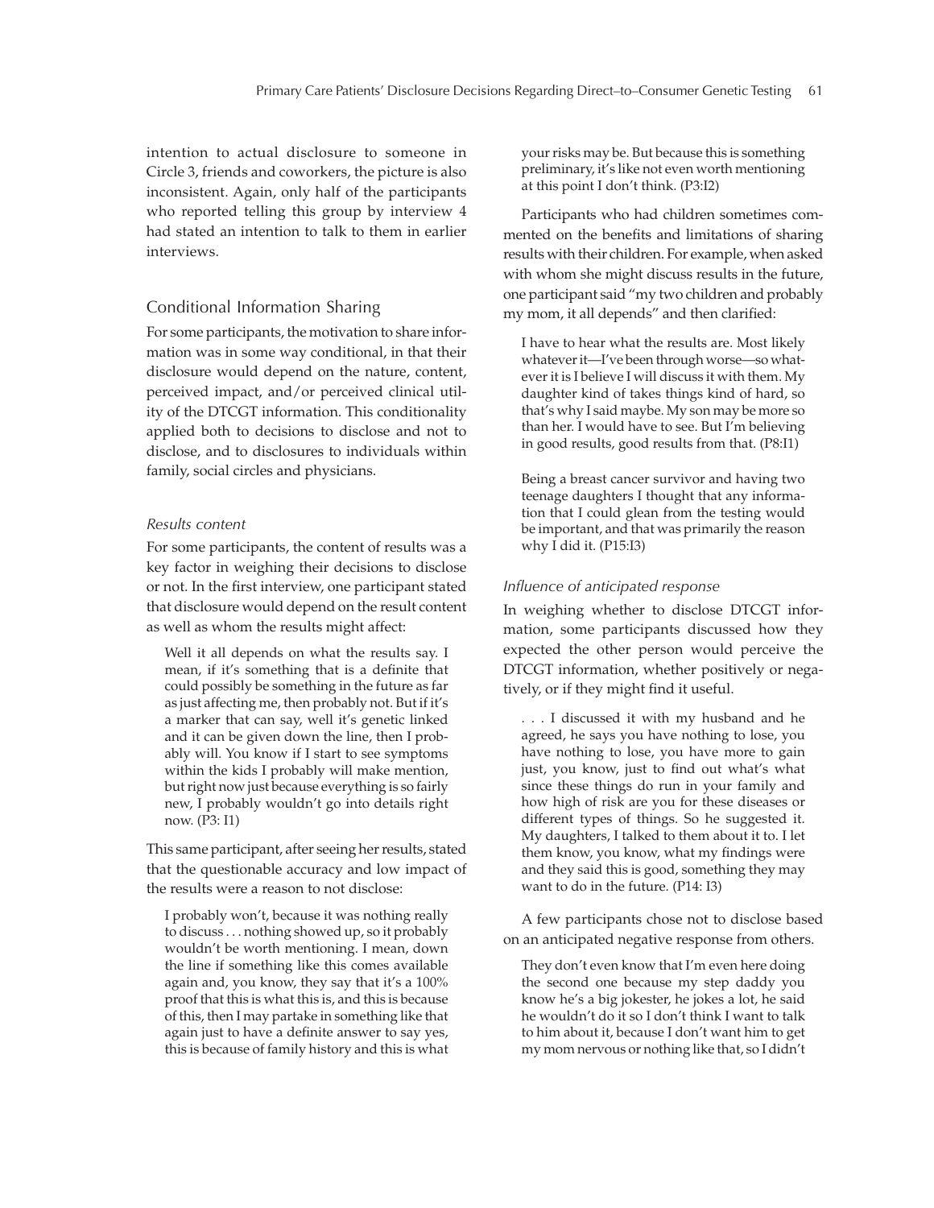intention to actual disclosure to someone in Circle 3, friends and coworkers, the picture is also inconsistent. Again, only half of the participants who reported telling this group by interview 4 had stated an intention to talk to them in earlier interviews.

## Conditional Information Sharing

For some participants, the motivation to share information was in some way conditional, in that their disclosure would depend on the nature, content, perceived impact, and/or perceived clinical utility of the DTCGT information. This conditionality applied both to decisions to disclose and not to disclose, and to disclosures to individuals within family, social circles and physicians.

### *Results content*

For some participants, the content of results was a key factor in weighing their decisions to disclose or not. In the first interview, one participant stated that disclosure would depend on the result content as well as whom the results might affect:

> Well it all depends on what the results say. I mean, if it's something that is a definite that could possibly be something in the future as far as just affecting me, then probably not. But if it's a marker that can say, well it's genetic linked and it can be given down the line, then I probably will. You know if I start to see symptoms within the kids I probably will make mention, but right now just because everything is so fairly new, I probably wouldn't go into details right now. (P3: I1)

This same participant, after seeing her results, stated that the questionable accuracy and low impact of the results were a reason to not disclose:

> I probably won't, because it was nothing really to discuss . . . nothing showed up, so it probably wouldn't be worth mentioning. I mean, down the line if something like this comes available again and, you know, they say that it's a 100% proof that this is what this is, and this is because of this, then I may partake in something like that again just to have a definite answer to say yes, this is because of family history and this is what your risks may be. But because this is something preliminary, it's like not even worth mentioning at this point I don't think. (P3:I2)

Participants who had children sometimes commented on the benefits and limitations of sharing results with their children. For example, when asked with whom she might discuss results in the future, one participant said "my two children and probably my mom, it all depends" and then clarified:

> I have to hear what the results are. Most likely whatever it—I've been through worse—so whatever it is I believe I will discuss it with them. My daughter kind of takes things kind of hard, so that's why I said maybe. My son may be more so than her. I would have to see. But I'm believing in good results, good results from that. (P8:I1)

> Being a breast cancer survivor and having two teenage daughters I thought that any information that I could glean from the testing would be important, and that was primarily the reason why I did it. (P15:I3)

### *Influence of anticipated response*

In weighing whether to disclose DTCGT information, some participants discussed how they expected the other person would perceive the DTCGT information, whether positively or negatively, or if they might find it useful.

> . . . I discussed it with my husband and he agreed, he says you have nothing to lose, you have nothing to lose, you have more to gain just, you know, just to find out what's what since these things do run in your family and how high of risk are you for these diseases or different types of things. So he suggested it. My daughters, I talked to them about it to. I let them know, you know, what my findings were and they said this is good, something they may want to do in the future. (P14: I3)

A few participants chose not to disclose based on an anticipated negative response from others.

> They don't even know that I'm even here doing the second one because my step daddy you know he's a big jokester, he jokes a lot, he said he wouldn't do it so I don't think I want to talk to him about it, because I don't want him to get my mom nervous or nothing like that, so I didn't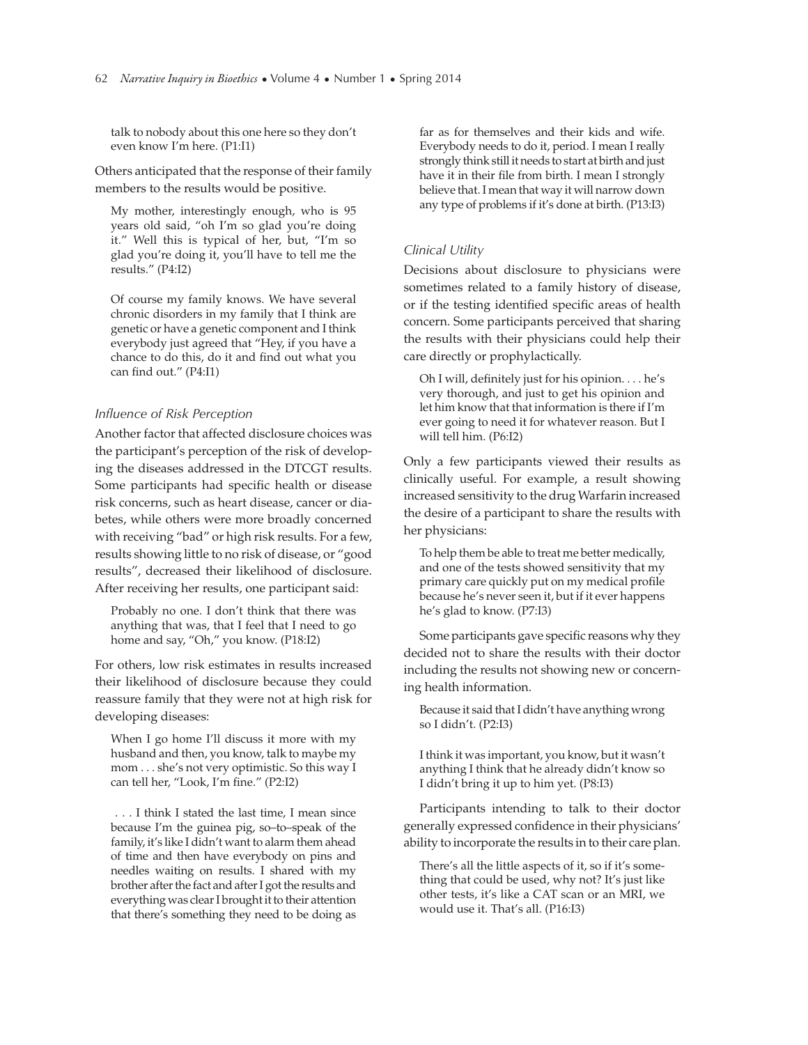talk to nobody about this one here so they don't even know I'm here. (P1:I1)

Others anticipated that the response of their family members to the results would be positive.

> My mother, interestingly enough, who is 95 years old said, "oh I'm so glad you're doing it." Well this is typical of her, but, "I'm so glad you're doing it, you'll have to tell me the results." (P4:I2)

> Of course my family knows. We have several chronic disorders in my family that I think are genetic or have a genetic component and I think everybody just agreed that "Hey, if you have a chance to do this, do it and find out what you can find out." (P4:I1)

### Influence of Risk Perception

Another factor that affected disclosure choices was the participant's perception of the risk of developing the diseases addressed in the DTCGT results. Some participants had specific health or disease risk concerns, such as heart disease, cancer or diabetes, while others were more broadly concerned with receiving "bad" or high risk results. For a few, results showing little to no risk of disease, or "good results", decreased their likelihood of disclosure. After receiving her results, one participant said:

> Probably no one. I don't think that there was anything that was, that I feel that I need to go home and say, "Oh," you know. (P18:I2)

For others, low risk estimates in results increased their likelihood of disclosure because they could reassure family that they were not at high risk for developing diseases:

> When I go home I'll discuss it more with my husband and then, you know, talk to maybe my mom . . . she's not very optimistic. So this way I can tell her, "Look, I'm fine." (P2:I2)

> . . . I think I stated the last time, I mean since because I'm the guinea pig, so–to–speak of the family, it's like I didn't want to alarm them ahead of time and then have everybody on pins and needles waiting on results. I shared with my brother after the fact and after I got the results and everything was clear I brought it to their attention that there's something they need to be doing as far as for themselves and their kids and wife. Everybody needs to do it, period. I mean I really strongly think still it needs to start at birth and just have it in their file from birth. I mean I strongly believe that. I mean that way it will narrow down any type of problems if it's done at birth. (P13:I3)

### Clinical Utility

Decisions about disclosure to physicians were sometimes related to a family history of disease, or if the testing identified specific areas of health concern. Some participants perceived that sharing the results with their physicians could help their care directly or prophylactically.

> Oh I will, definitely just for his opinion. . . . he's very thorough, and just to get his opinion and let him know that that information is there if I'm ever going to need it for whatever reason. But I will tell him. (P6:I2)

Only a few participants viewed their results as clinically useful. For example, a result showing increased sensitivity to the drug Warfarin increased the desire of a participant to share the results with her physicians:

> To help them be able to treat me better medically, and one of the tests showed sensitivity that my primary care quickly put on my medical profile because he's never seen it, but if it ever happens he's glad to know. (P7:I3)

Some participants gave specific reasons why they decided not to share the results with their doctor including the results not showing new or concerning health information.

> Because it said that I didn't have anything wrong so I didn't. (P2:I3)

> I think it was important, you know, but it wasn't anything I think that he already didn't know so I didn't bring it up to him yet. (P8:I3)

Participants intending to talk to their doctor generally expressed confidence in their physicians' ability to incorporate the results in to their care plan.

> There's all the little aspects of it, so if it's something that could be used, why not? It's just like other tests, it's like a CAT scan or an MRI, we would use it. That's all. (P16:I3)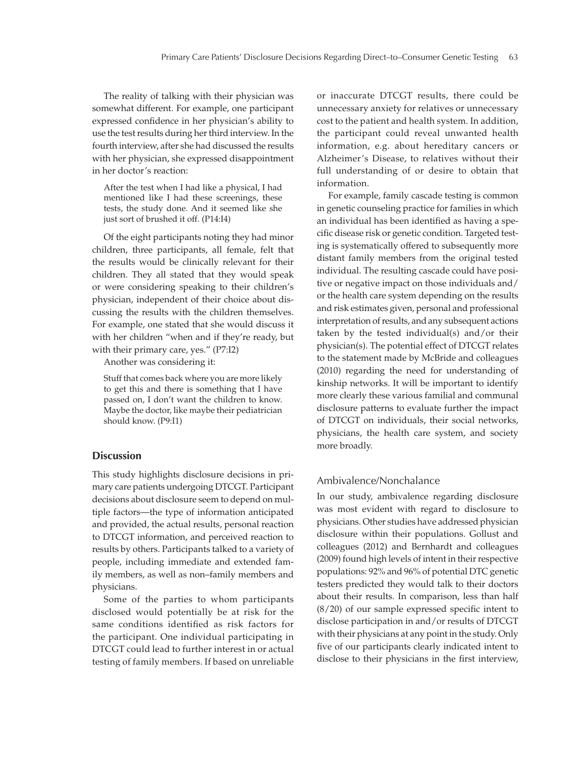The reality of talking with their physician was somewhat different. For example, one participant expressed confidence in her physician's ability to use the test results during her third interview. In the fourth interview, after she had discussed the results with her physician, she expressed disappointment in her doctor's reaction:

> After the test when I had like a physical, I had mentioned like I had these screenings, these tests, the study done. And it seemed like she just sort of brushed it off. (P14:I4)

Of the eight participants noting they had minor children, three participants, all female, felt that the results would be clinically relevant for their children. They all stated that they would speak or were considering speaking to their children's physician, independent of their choice about discussing the results with the children themselves. For example, one stated that she would discuss it with her children "when and if they're ready, but with their primary care, yes." (P7:I2)

Another was considering it:

> Stuff that comes back where you are more likely to get this and there is something that I have passed on, I don't want the children to know. Maybe the doctor, like maybe their pediatrician should know. (P9:I1)

## Discussion

This study highlights disclosure decisions in primary care patients undergoing DTCGT. Participant decisions about disclosure seem to depend on multiple factors—the type of information anticipated and provided, the actual results, personal reaction to DTCGT information, and perceived reaction to results by others. Participants talked to a variety of people, including immediate and extended family members, as well as non–family members and physicians.

Some of the parties to whom participants disclosed would potentially be at risk for the same conditions identified as risk factors for the participant. One individual participating in DTCGT could lead to further interest in or actual testing of family members. If based on unreliable or inaccurate DTCGT results, there could be unnecessary anxiety for relatives or unnecessary cost to the patient and health system. In addition, the participant could reveal unwanted health information, e.g. about hereditary cancers or Alzheimer's Disease, to relatives without their full understanding of or desire to obtain that information.

For example, family cascade testing is common in genetic counseling practice for families in which an individual has been identified as having a specific disease risk or genetic condition. Targeted testing is systematically offered to subsequently more distant family members from the original tested individual. The resulting cascade could have positive or negative impact on those individuals and/or the health care system depending on the results and risk estimates given, personal and professional interpretation of results, and any subsequent actions taken by the tested individual(s) and/or their physician(s). The potential effect of DTCGT relates to the statement made by McBride and colleagues (2010) regarding the need for understanding of kinship networks. It will be important to identify more clearly these various familial and communal disclosure patterns to evaluate further the impact of DTCGT on individuals, their social networks, physicians, the health care system, and society more broadly.

### Ambivalence/Nonchalance

In our study, ambivalence regarding disclosure was most evident with regard to disclosure to physicians. Other studies have addressed physician disclosure within their populations. Gollust and colleagues (2012) and Bernhardt and colleagues (2009) found high levels of intent in their respective populations: 92% and 96% of potential DTC genetic testers predicted they would talk to their doctors about their results. In comparison, less than half (8/20) of our sample expressed specific intent to disclose participation in and/or results of DTCGT with their physicians at any point in the study. Only five of our participants clearly indicated intent to disclose to their physicians in the first interview,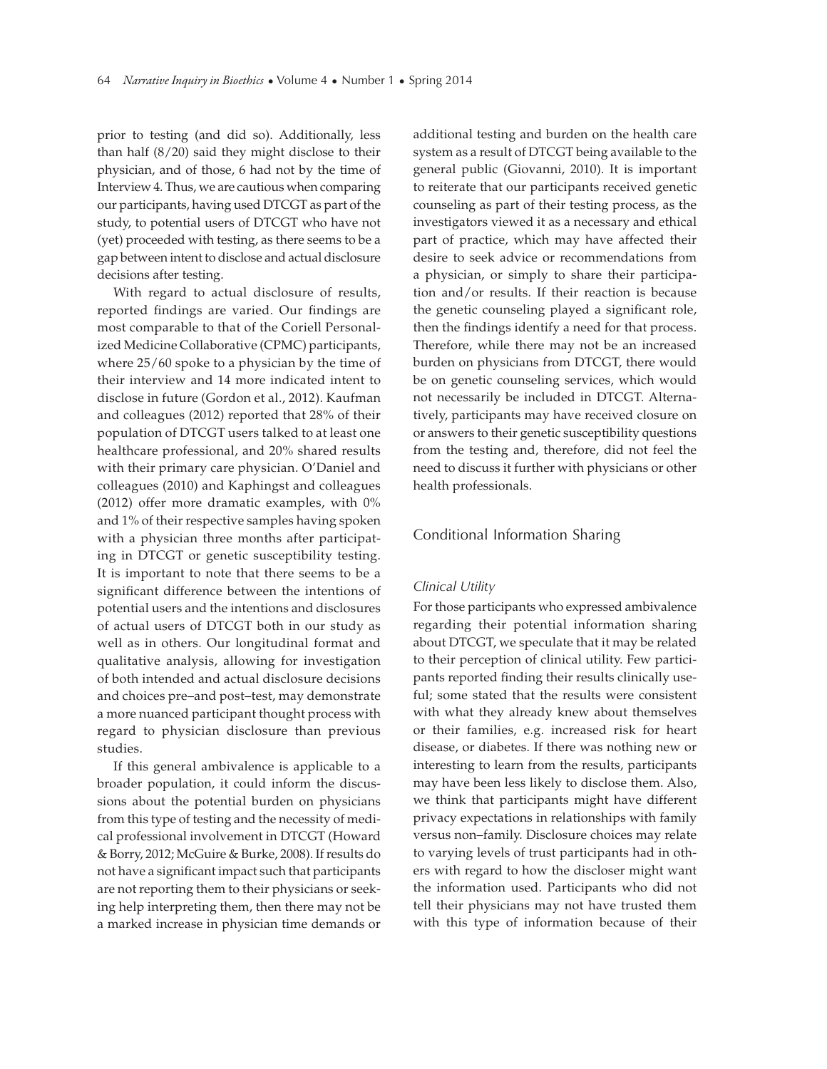prior to testing (and did so). Additionally, less than half (8/20) said they might disclose to their physician, and of those, 6 had not by the time of Interview 4. Thus, we are cautious when comparing our participants, having used DTCGT as part of the study, to potential users of DTCGT who have not (yet) proceeded with testing, as there seems to be a gap between intent to disclose and actual disclosure decisions after testing.

With regard to actual disclosure of results, reported findings are varied. Our findings are most comparable to that of the Coriell Personalized Medicine Collaborative (CPMC) participants, where 25/60 spoke to a physician by the time of their interview and 14 more indicated intent to disclose in future (Gordon et al., 2012). Kaufman and colleagues (2012) reported that 28% of their population of DTCGT users talked to at least one healthcare professional, and 20% shared results with their primary care physician. O'Daniel and colleagues (2010) and Kaphingst and colleagues (2012) offer more dramatic examples, with 0% and 1% of their respective samples having spoken with a physician three months after participating in DTCGT or genetic susceptibility testing. It is important to note that there seems to be a significant difference between the intentions of potential users and the intentions and disclosures of actual users of DTCGT both in our study as well as in others. Our longitudinal format and qualitative analysis, allowing for investigation of both intended and actual disclosure decisions and choices pre–and post–test, may demonstrate a more nuanced participant thought process with regard to physician disclosure than previous studies.

If this general ambivalence is applicable to a broader population, it could inform the discussions about the potential burden on physicians from this type of testing and the necessity of medical professional involvement in DTCGT (Howard & Borry, 2012; McGuire & Burke, 2008). If results do not have a significant impact such that participants are not reporting them to their physicians or seeking help interpreting them, then there may not be a marked increase in physician time demands or additional testing and burden on the health care system as a result of DTCGT being available to the general public (Giovanni, 2010). It is important to reiterate that our participants received genetic counseling as part of their testing process, as the investigators viewed it as a necessary and ethical part of practice, which may have affected their desire to seek advice or recommendations from a physician, or simply to share their participation and/or results. If their reaction is because the genetic counseling played a significant role, then the findings identify a need for that process. Therefore, while there may not be an increased burden on physicians from DTCGT, there would be on genetic counseling services, which would not necessarily be included in DTCGT. Alternatively, participants may have received closure on or answers to their genetic susceptibility questions from the testing and, therefore, did not feel the need to discuss it further with physicians or other health professionals.

## Conditional Information Sharing

### *Clinical Utility*

For those participants who expressed ambivalence regarding their potential information sharing about DTCGT, we speculate that it may be related to their perception of clinical utility. Few participants reported finding their results clinically useful; some stated that the results were consistent with what they already knew about themselves or their families, e.g. increased risk for heart disease, or diabetes. If there was nothing new or interesting to learn from the results, participants may have been less likely to disclose them. Also, we think that participants might have different privacy expectations in relationships with family versus non–family. Disclosure choices may relate to varying levels of trust participants had in others with regard to how the discloser might want the information used. Participants who did not tell their physicians may not have trusted them with this type of information because of their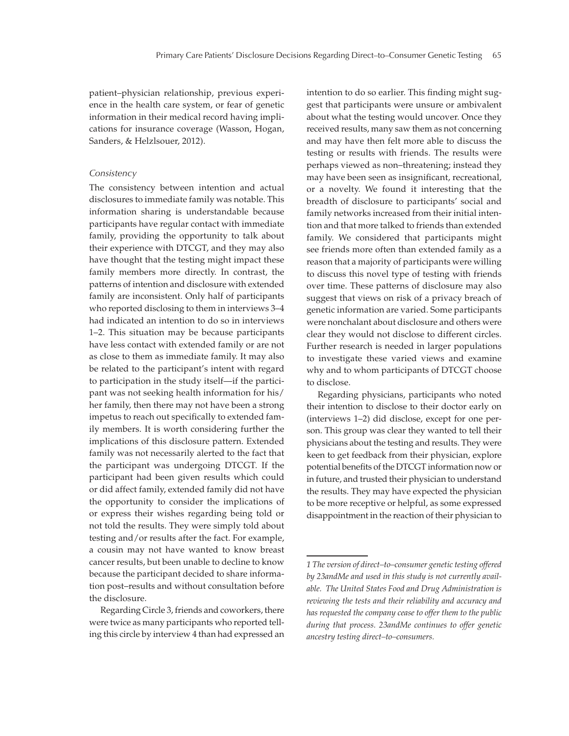patient–physician relationship, previous experience in the health care system, or fear of genetic information in their medical record having implications for insurance coverage (Wasson, Hogan, Sanders, & Helzlsouer, 2012).

### *Consistency*

The consistency between intention and actual disclosures to immediate family was notable. This information sharing is understandable because participants have regular contact with immediate family, providing the opportunity to talk about their experience with DTCGT, and they may also have thought that the testing might impact these family members more directly. In contrast, the patterns of intention and disclosure with extended family are inconsistent. Only half of participants who reported disclosing to them in interviews 3–4 had indicated an intention to do so in interviews 1–2. This situation may be because participants have less contact with extended family or are not as close to them as immediate family. It may also be related to the participant's intent with regard to participation in the study itself—if the participant was not seeking health information for his/her family, then there may not have been a strong impetus to reach out specifically to extended family members. It is worth considering further the implications of this disclosure pattern. Extended family was not necessarily alerted to the fact that the participant was undergoing DTCGT. If the participant had been given results which could or did affect family, extended family did not have the opportunity to consider the implications of or express their wishes regarding being told or not told the results. They were simply told about testing and/or results after the fact. For example, a cousin may not have wanted to know breast cancer results, but been unable to decline to know because the participant decided to share information post–results and without consultation before the disclosure.

Regarding Circle 3, friends and coworkers, there were twice as many participants who reported telling this circle by interview 4 than had expressed an intention to do so earlier. This finding might suggest that participants were unsure or ambivalent about what the testing would uncover. Once they received results, many saw them as not concerning and may have then felt more able to discuss the testing or results with friends. The results were perhaps viewed as non–threatening; instead they may have been seen as insignificant, recreational, or a novelty. We found it interesting that the breadth of disclosure to participants' social and family networks increased from their initial intention and that more talked to friends than extended family. We considered that participants might see friends more often than extended family as a reason that a majority of participants were willing to discuss this novel type of testing with friends over time. These patterns of disclosure may also suggest that views on risk of a privacy breach of genetic information are varied. Some participants were nonchalant about disclosure and others were clear they would not disclose to different circles. Further research is needed in larger populations to investigate these varied views and examine why and to whom participants of DTCGT choose to disclose.

Regarding physicians, participants who noted their intention to disclose to their doctor early on (interviews 1–2) did disclose, except for one person. This group was clear they wanted to tell their physicians about the testing and results. They were keen to get feedback from their physician, explore potential benefits of the DTCGT information now or in future, and trusted their physician to understand the results. They may have expected the physician to be more receptive or helpful, as some expressed disappointment in the reaction of their physician to

---

*1 The version of direct–to–consumer genetic testing offered by 23andMe and used in this study is not currently available. The United States Food and Drug Administration is reviewing the tests and their reliability and accuracy and has requested the company cease to offer them to the public during that process. 23andMe continues to offer genetic ancestry testing direct–to–consumers.*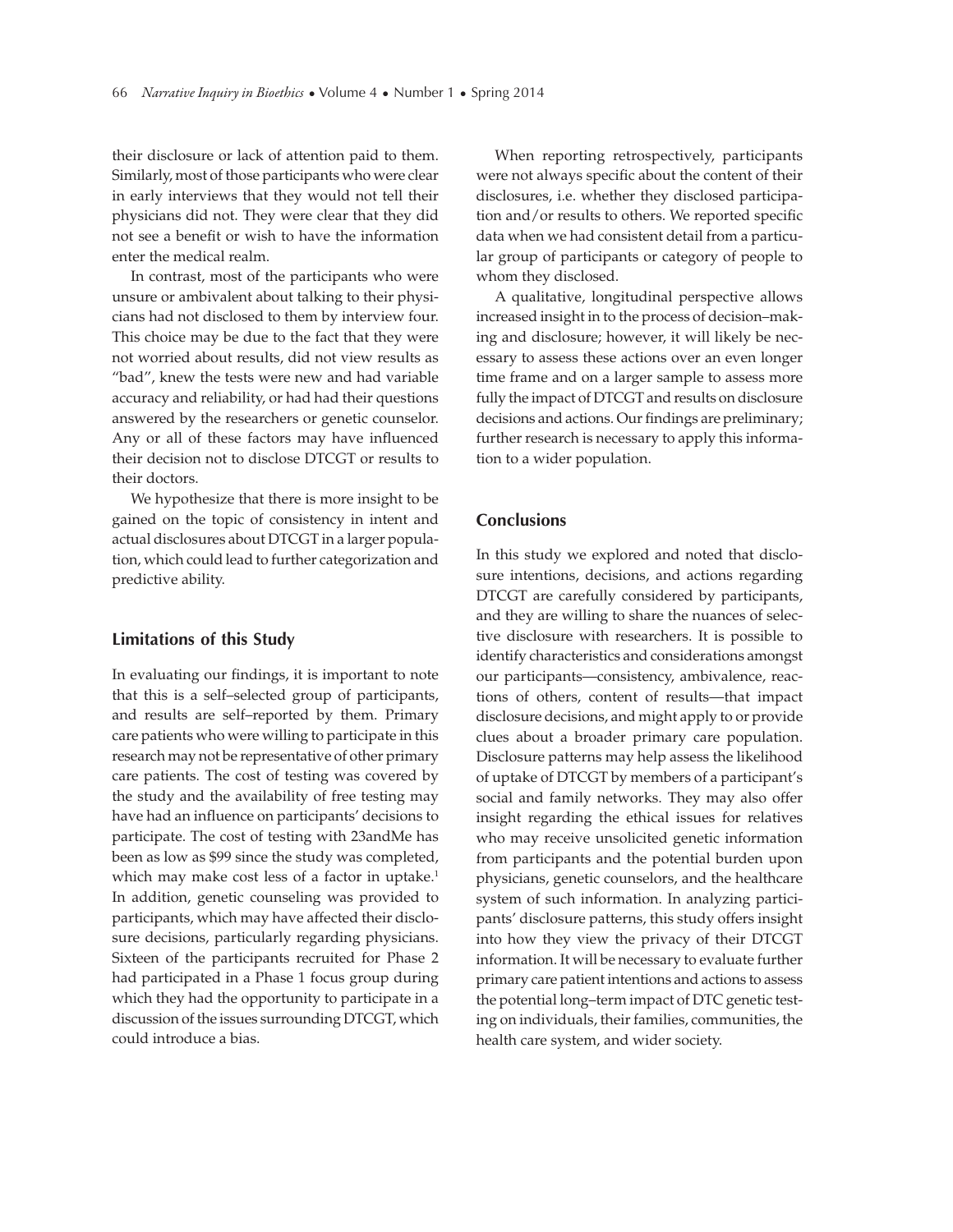their disclosure or lack of attention paid to them. Similarly, most of those participants who were clear in early interviews that they would not tell their physicians did not. They were clear that they did not see a benefit or wish to have the information enter the medical realm.

In contrast, most of the participants who were unsure or ambivalent about talking to their physicians had not disclosed to them by interview four. This choice may be due to the fact that they were not worried about results, did not view results as "bad", knew the tests were new and had variable accuracy and reliability, or had had their questions answered by the researchers or genetic counselor. Any or all of these factors may have influenced their decision not to disclose DTCGT or results to their doctors.

We hypothesize that there is more insight to be gained on the topic of consistency in intent and actual disclosures about DTCGT in a larger population, which could lead to further categorization and predictive ability.

## Limitations of this Study

In evaluating our findings, it is important to note that this is a self–selected group of participants, and results are self–reported by them. Primary care patients who were willing to participate in this research may not be representative of other primary care patients. The cost of testing was covered by the study and the availability of free testing may have had an influence on participants' decisions to participate. The cost of testing with 23andMe has been as low as $99 since the study was completed, which may make cost less of a factor in uptake.[1] In addition, genetic counseling was provided to participants, which may have affected their disclosure decisions, particularly regarding physicians. Sixteen of the participants recruited for Phase 2 had participated in a Phase 1 focus group during which they had the opportunity to participate in a discussion of the issues surrounding DTCGT, which could introduce a bias.

When reporting retrospectively, participants were not always specific about the content of their disclosures, i.e. whether they disclosed participation and/or results to others. We reported specific data when we had consistent detail from a particular group of participants or category of people to whom they disclosed.

A qualitative, longitudinal perspective allows increased insight in to the process of decision–making and disclosure; however, it will likely be necessary to assess these actions over an even longer time frame and on a larger sample to assess more fully the impact of DTCGT and results on disclosure decisions and actions. Our findings are preliminary; further research is necessary to apply this information to a wider population.

## Conclusions

In this study we explored and noted that disclosure intentions, decisions, and actions regarding DTCGT are carefully considered by participants, and they are willing to share the nuances of selective disclosure with researchers. It is possible to identify characteristics and considerations amongst our participants—consistency, ambivalence, reactions of others, content of results—that impact disclosure decisions, and might apply to or provide clues about a broader primary care population. Disclosure patterns may help assess the likelihood of uptake of DTCGT by members of a participant's social and family networks. They may also offer insight regarding the ethical issues for relatives who may receive unsolicited genetic information from participants and the potential burden upon physicians, genetic counselors, and the healthcare system of such information. In analyzing participants' disclosure patterns, this study offers insight into how they view the privacy of their DTCGT information. It will be necessary to evaluate further primary care patient intentions and actions to assess the potential long–term impact of DTC genetic testing on individuals, their families, communities, the health care system, and wider society.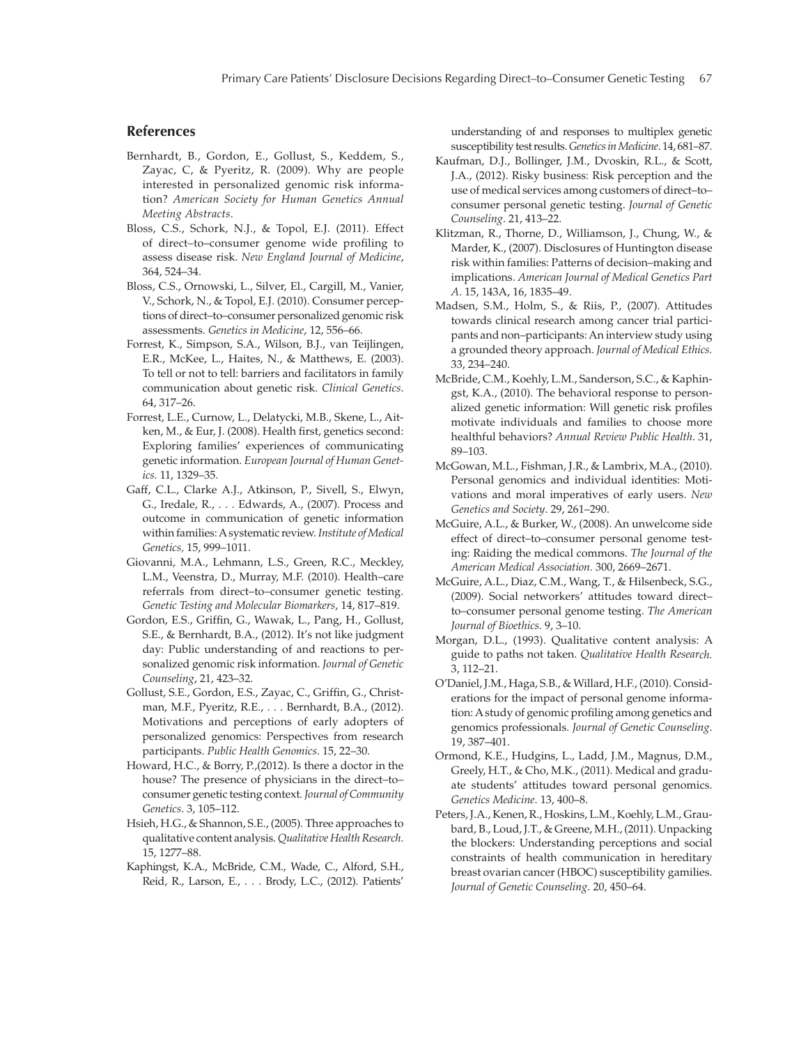## References

Bernhardt, B., Gordon, E., Gollust, S., Keddem, S., Zayac, C, & Pyeritz, R. (2009). Why are people interested in personalized genomic risk information? *American Society for Human Genetics Annual Meeting Abstracts*.

Bloss, C.S., Schork, N.J., & Topol, E.J. (2011). Effect of direct–to–consumer genome wide profiling to assess disease risk. *New England Journal of Medicine*, 364, 524–34.

Bloss, C.S., Ornowski, L., Silver, El., Cargill, M., Vanier, V., Schork, N., & Topol, E.J. (2010). Consumer perceptions of direct–to–consumer personalized genomic risk assessments. *Genetics in Medicine*, 12, 556–66.

Forrest, K., Simpson, S.A., Wilson, B.J., van Teijlingen, E.R., McKee, L., Haites, N., & Matthews, E. (2003). To tell or not to tell: barriers and facilitators in family communication about genetic risk. *Clinical Genetics*. 64, 317–26.

Forrest, L.E., Curnow, L., Delatycki, M.B., Skene, L., Aitken, M., & Eur, J. (2008). Health first, genetics second: Exploring families' experiences of communicating genetic information. *European Journal of Human Genetics.* 11, 1329–35.

Gaff, C.L., Clarke A.J., Atkinson, P., Sivell, S., Elwyn, G., Iredale, R., . . . Edwards, A., (2007). Process and outcome in communication of genetic information within families: A systematic review. *Institute of Medical Genetics,* 15, 999–1011.

Giovanni, M.A., Lehmann, L.S., Green, R.C., Meckley, L.M., Veenstra, D., Murray, M.F. (2010). Health–care referrals from direct–to–consumer genetic testing. *Genetic Testing and Molecular Biomarkers*, 14, 817–819.

Gordon, E.S., Griffin, G., Wawak, L., Pang, H., Gollust, S.E., & Bernhardt, B.A., (2012). It's not like judgment day: Public understanding of and reactions to personalized genomic risk information. *Journal of Genetic Counseling*, 21, 423–32.

Gollust, S.E., Gordon, E.S., Zayac, C., Griffin, G., Christman, M.F., Pyeritz, R.E., . . . Bernhardt, B.A., (2012). Motivations and perceptions of early adopters of personalized genomics: Perspectives from research participants. *Public Health Genomics*. 15, 22–30.

Howard, H.C., & Borry, P.,(2012). Is there a doctor in the house? The presence of physicians in the direct–to–consumer genetic testing context. *Journal of Community Genetics*. 3, 105–112.

Hsieh, H.G., & Shannon, S.E., (2005). Three approaches to qualitative content analysis. *Qualitative Health Research*. 15, 1277–88.

Kaphingst, K.A., McBride, C.M., Wade, C., Alford, S.H., Reid, R., Larson, E., . . . Brody, L.C., (2012). Patients' understanding of and responses to multiplex genetic susceptibility test results. *Genetics in Medicine*. 14, 681–87.

Kaufman, D.J., Bollinger, J.M., Dvoskin, R.L., & Scott, J.A., (2012). Risky business: Risk perception and the use of medical services among customers of direct–to–consumer personal genetic testing. *Journal of Genetic Counseling*. 21, 413–22.

Klitzman, R., Thorne, D., Williamson, J., Chung, W., & Marder, K., (2007). Disclosures of Huntington disease risk within families: Patterns of decision–making and implications. *American Journal of Medical Genetics Part A*. 15, 143A, 16, 1835–49.

Madsen, S.M., Holm, S., & Riis, P., (2007). Attitudes towards clinical research among cancer trial participants and non–participants: An interview study using a grounded theory approach. *Journal of Medical Ethics.* 33, 234–240.

McBride, C.M., Koehly, L.M., Sanderson, S.C., & Kaphingst, K.A., (2010). The behavioral response to personalized genetic information: Will genetic risk profiles motivate individuals and families to choose more healthful behaviors? *Annual Review Public Health*. 31, 89–103.

McGowan, M.L., Fishman, J.R., & Lambrix, M.A., (2010). Personal genomics and individual identities: Motivations and moral imperatives of early users. *New Genetics and Society*. 29, 261–290.

McGuire, A.L., & Burker, W., (2008). An unwelcome side effect of direct–to–consumer personal genome testing: Raiding the medical commons. *The Journal of the American Medical Association.* 300, 2669–2671.

McGuire, A.L., Diaz, C.M., Wang, T., & Hilsenbeck, S.G., (2009). Social networkers' attitudes toward direct–to–consumer personal genome testing. *The American Journal of Bioethics.* 9, 3–10.

Morgan, D.L., (1993). Qualitative content analysis: A guide to paths not taken. *Qualitative Health Research.* 3, 112–21.

O'Daniel, J.M., Haga, S.B., & Willard, H.F., (2010). Considerations for the impact of personal genome information: A study of genomic profiling among genetics and genomics professionals. *Journal of Genetic Counseling*. 19, 387–401.

Ormond, K.E., Hudgins, L., Ladd, J.M., Magnus, D.M., Greely, H.T., & Cho, M.K., (2011). Medical and graduate students' attitudes toward personal genomics. *Genetics Medicine*. 13, 400–8.

Peters, J.A., Kenen, R., Hoskins, L.M., Koehly, L.M., Graubard, B., Loud, J.T., & Greene, M.H., (2011). Unpacking the blockers: Understanding perceptions and social constraints of health communication in hereditary breast ovarian cancer (HBOC) susceptibility gamilies. *Journal of Genetic Counseling*. 20, 450–64.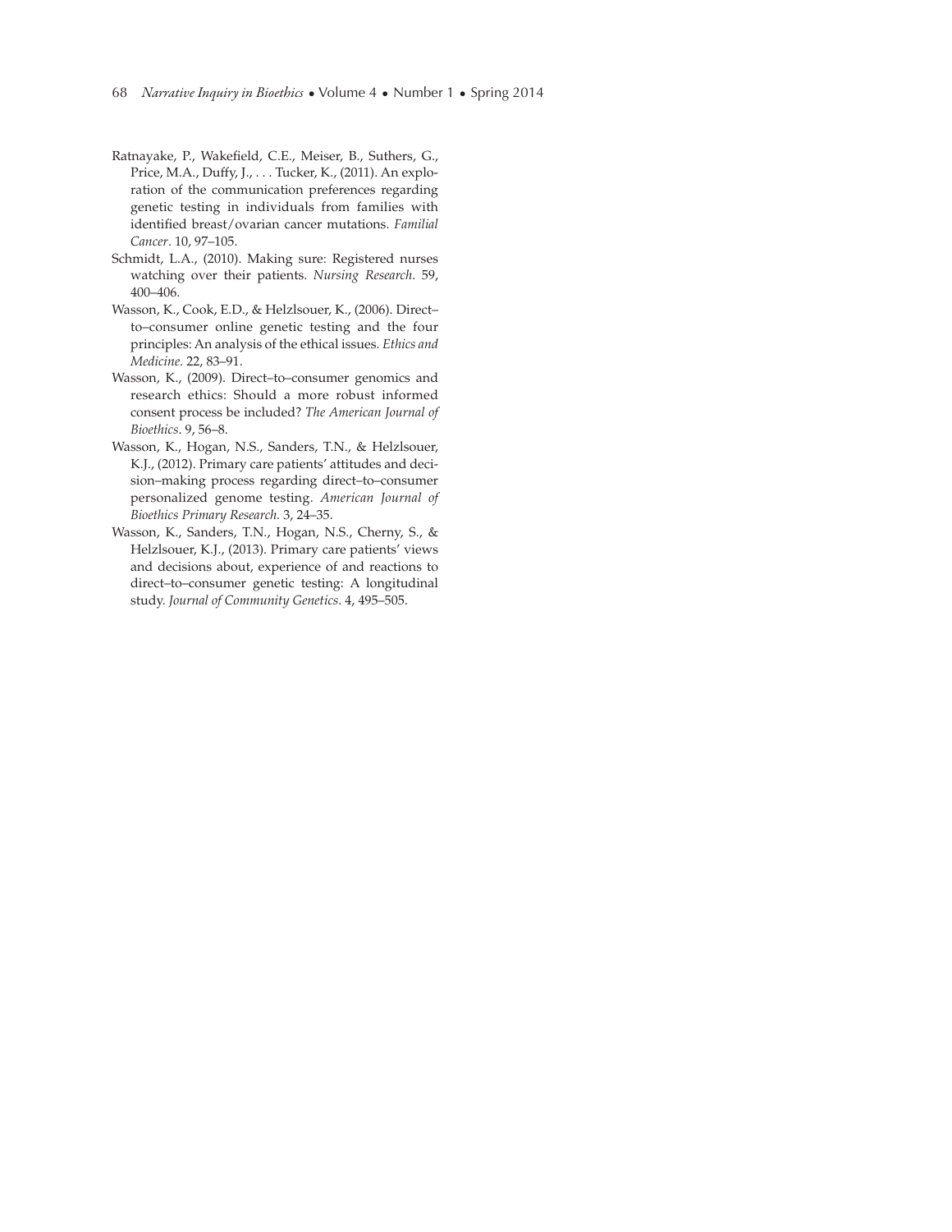Ratnayake, P., Wakefield, C.E., Meiser, B., Suthers, G., Price, M.A., Duffy, J., . . . Tucker, K., (2011). An exploration of the communication preferences regarding genetic testing in individuals from families with identified breast/ovarian cancer mutations. *Familial Cancer*. 10, 97–105.

Schmidt, L.A., (2010). Making sure: Registered nurses watching over their patients. *Nursing Research*. 59, 400–406.

Wasson, K., Cook, E.D., & Helzlsouer, K., (2006). Direct–to–consumer online genetic testing and the four principles: An analysis of the ethical issues. *Ethics and Medicine*. 22, 83–91.

Wasson, K., (2009). Direct–to–consumer genomics and research ethics: Should a more robust informed consent process be included? *The American Journal of Bioethics*. 9, 56–8.

Wasson, K., Hogan, N.S., Sanders, T.N., & Helzlsouer, K.J., (2012). Primary care patients' attitudes and decision–making process regarding direct–to–consumer personalized genome testing. *American Journal of Bioethics Primary Research*. 3, 24–35.

Wasson, K., Sanders, T.N., Hogan, N.S., Cherny, S., & Helzlsouer, K.J., (2013). Primary care patients' views and decisions about, experience of and reactions to direct–to–consumer genetic testing: A longitudinal study. *Journal of Community Genetics*. 4, 495–505.